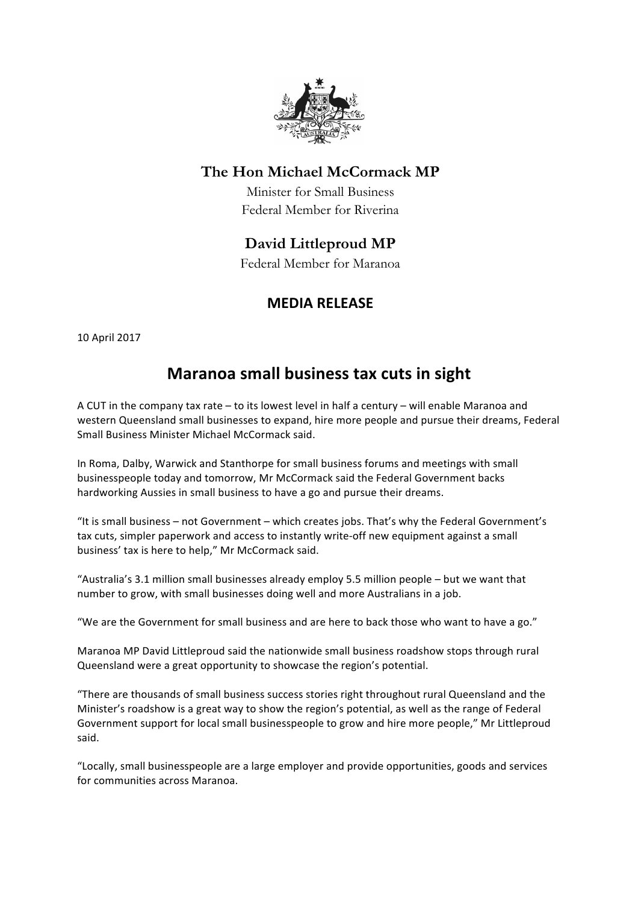**The Hon Michael McCormack MP**

Minister for Small Business
Federal Member for Riverina

**David Littleproud MP**

Federal Member for Maranoa

**MEDIA RELEASE**

10 April 2017

# Maranoa small business tax cuts in sight

A CUT in the company tax rate – to its lowest level in half a century – will enable Maranoa and western Queensland small businesses to expand, hire more people and pursue their dreams, Federal Small Business Minister Michael McCormack said.

In Roma, Dalby, Warwick and Stanthorpe for small business forums and meetings with small businesspeople today and tomorrow, Mr McCormack said the Federal Government backs hardworking Aussies in small business to have a go and pursue their dreams.

"It is small business – not Government – which creates jobs. That's why the Federal Government's tax cuts, simpler paperwork and access to instantly write-off new equipment against a small business' tax is here to help," Mr McCormack said.

"Australia's 3.1 million small businesses already employ 5.5 million people – but we want that number to grow, with small businesses doing well and more Australians in a job.

"We are the Government for small business and are here to back those who want to have a go."

Maranoa MP David Littleproud said the nationwide small business roadshow stops through rural Queensland were a great opportunity to showcase the region's potential.

"There are thousands of small business success stories right throughout rural Queensland and the Minister's roadshow is a great way to show the region's potential, as well as the range of Federal Government support for local small businesspeople to grow and hire more people," Mr Littleproud said.

"Locally, small businesspeople are a large employer and provide opportunities, goods and services for communities across Maranoa.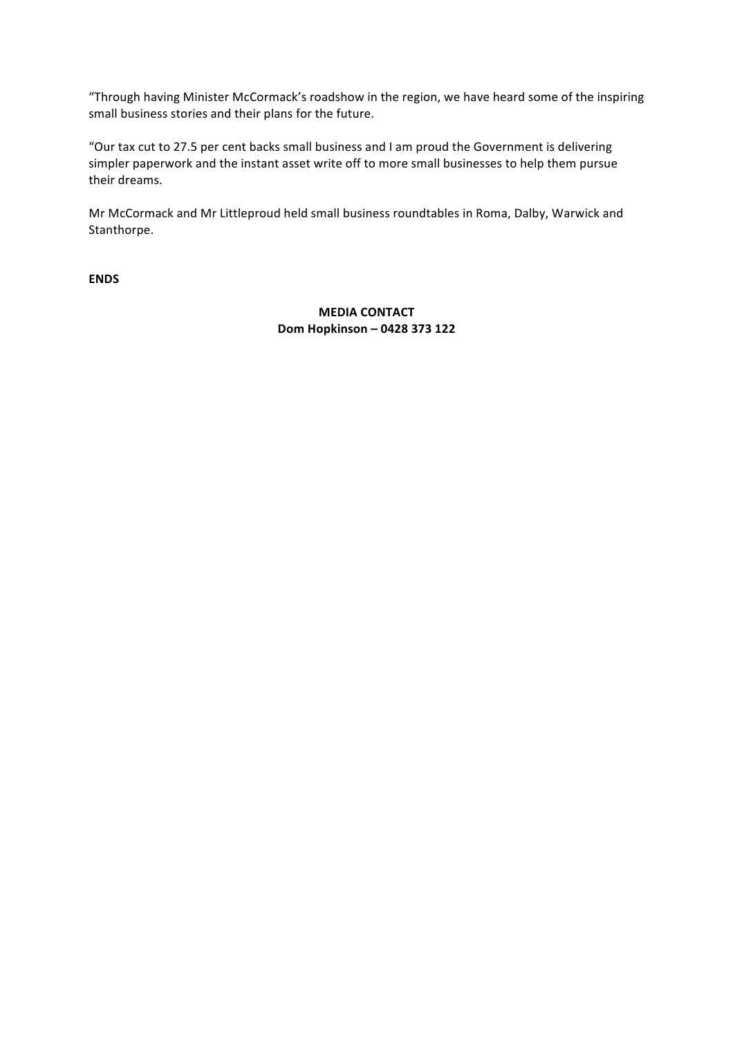"Through having Minister McCormack's roadshow in the region, we have heard some of the inspiring small business stories and their plans for the future.

"Our tax cut to 27.5 per cent backs small business and I am proud the Government is delivering simpler paperwork and the instant asset write off to more small businesses to help them pursue their dreams.

Mr McCormack and Mr Littleproud held small business roundtables in Roma, Dalby, Warwick and Stanthorpe.

**ENDS**

**MEDIA CONTACT**
**Dom Hopkinson – 0428 373 122**